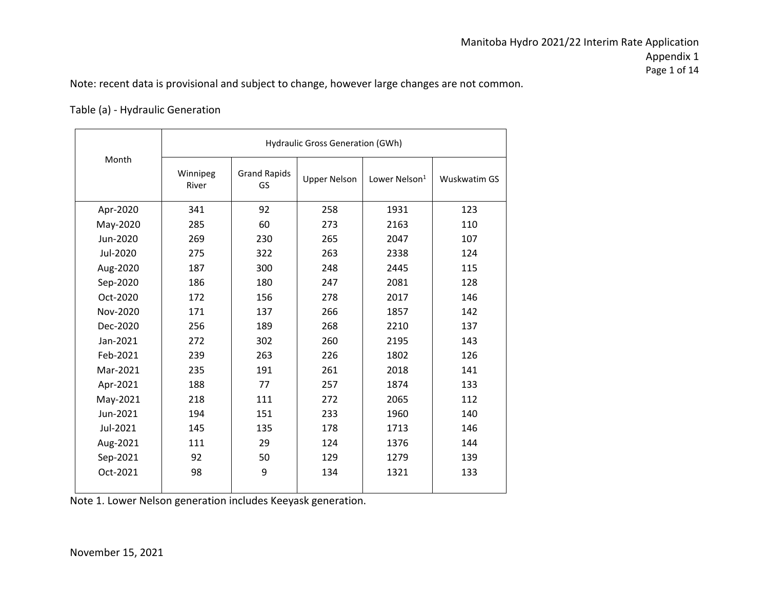Note: recent data is provisional and subject to change, however large changes are not common.

Table (a) - Hydraulic Generation

| Month | Hydraulic Gross Generation (GWh) | | | | |
|---|---|---|---|---|---|
| | Winnipeg River | Grand Rapids GS | Upper Nelson | Lower Nelson[1] | Wuskwatim GS |
| Apr-2020 | 341 | 92 | 258 | 1931 | 123 |
| May-2020 | 285 | 60 | 273 | 2163 | 110 |
| Jun-2020 | 269 | 230 | 265 | 2047 | 107 |
| Jul-2020 | 275 | 322 | 263 | 2338 | 124 |
| Aug-2020 | 187 | 300 | 248 | 2445 | 115 |
| Sep-2020 | 186 | 180 | 247 | 2081 | 128 |
| Oct-2020 | 172 | 156 | 278 | 2017 | 146 |
| Nov-2020 | 171 | 137 | 266 | 1857 | 142 |
| Dec-2020 | 256 | 189 | 268 | 2210 | 137 |
| Jan-2021 | 272 | 302 | 260 | 2195 | 143 |
| Feb-2021 | 239 | 263 | 226 | 1802 | 126 |
| Mar-2021 | 235 | 191 | 261 | 2018 | 141 |
| Apr-2021 | 188 | 77 | 257 | 1874 | 133 |
| May-2021 | 218 | 111 | 272 | 2065 | 112 |
| Jun-2021 | 194 | 151 | 233 | 1960 | 140 |
| Jul-2021 | 145 | 135 | 178 | 1713 | 146 |
| Aug-2021 | 111 | 29 | 124 | 1376 | 144 |
| Sep-2021 | 92 | 50 | 129 | 1279 | 139 |
| Oct-2021 | 98 | 9 | 134 | 1321 | 133 |

Note 1. Lower Nelson generation includes Keeyask generation.

November 15, 2021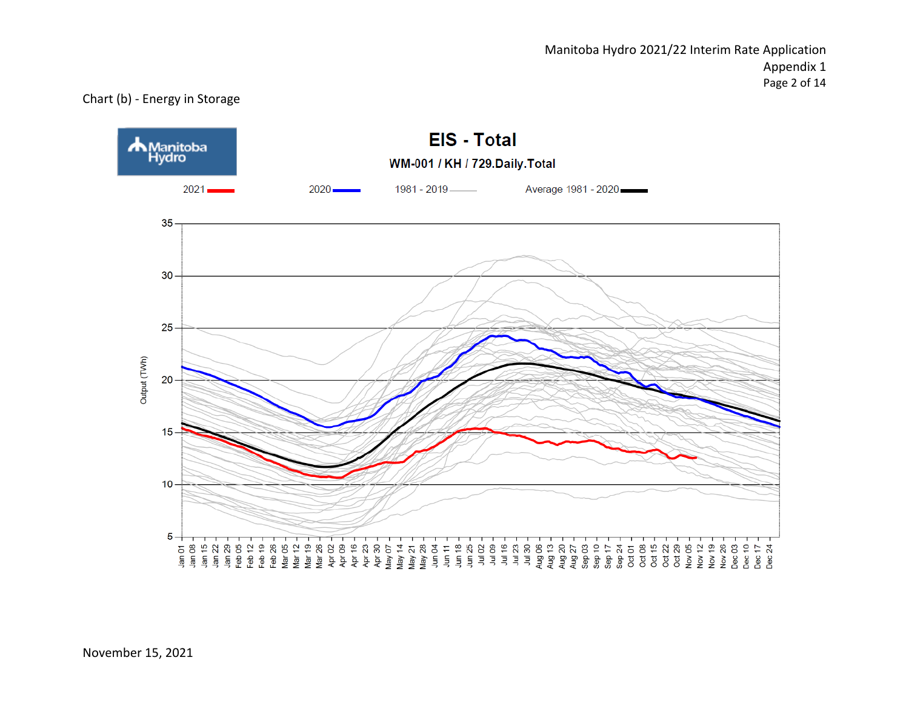Chart (b) - Energy in Storage

**EIS - Total**

**WM-001 / KH / 729.Daily.Total**

2021 — 2020 — 1981 - 2019 — Average 1981 - 2020 —

November 15, 2021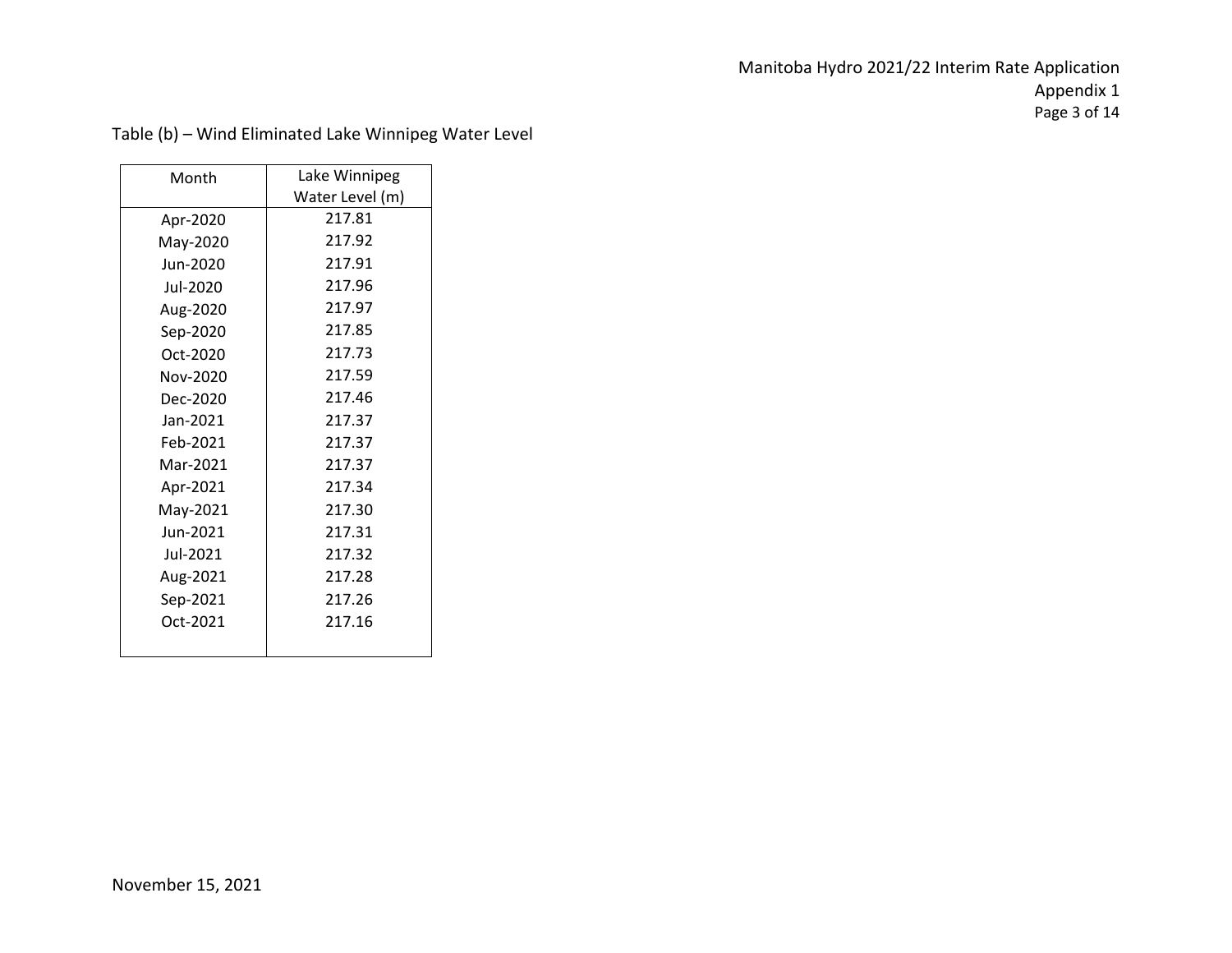Table (b) – Wind Eliminated Lake Winnipeg Water Level

| Month | Lake Winnipeg Water Level (m) |
|---|---|
| Apr-2020 | 217.81 |
| May-2020 | 217.92 |
| Jun-2020 | 217.91 |
| Jul-2020 | 217.96 |
| Aug-2020 | 217.97 |
| Sep-2020 | 217.85 |
| Oct-2020 | 217.73 |
| Nov-2020 | 217.59 |
| Dec-2020 | 217.46 |
| Jan-2021 | 217.37 |
| Feb-2021 | 217.37 |
| Mar-2021 | 217.37 |
| Apr-2021 | 217.34 |
| May-2021 | 217.30 |
| Jun-2021 | 217.31 |
| Jul-2021 | 217.32 |
| Aug-2021 | 217.28 |
| Sep-2021 | 217.26 |
| Oct-2021 | 217.16 |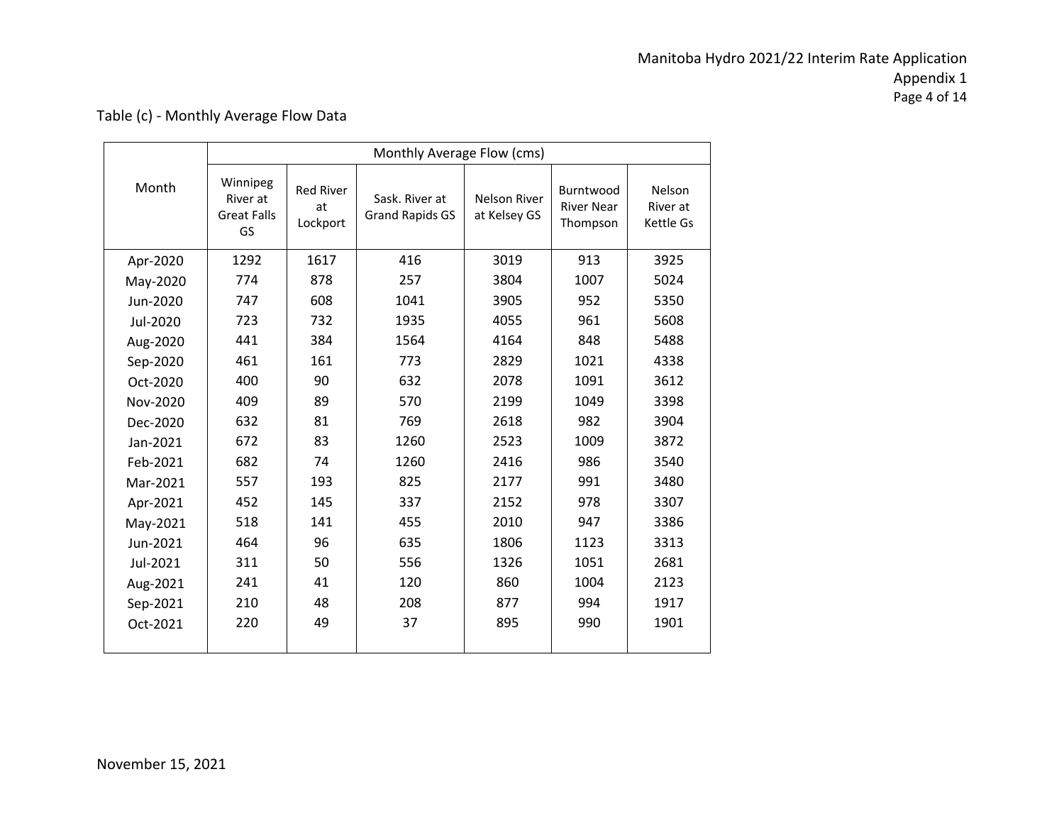Table (c) - Monthly Average Flow Data

| Month | Monthly Average Flow (cms) | | | | | |
|---|---|---|---|---|---|---|
| | Winnipeg River at Great Falls GS | Red River at Lockport | Sask. River at Grand Rapids GS | Nelson River at Kelsey GS | Burntwood River Near Thompson | Nelson River at Kettle Gs |
| Apr-2020 | 1292 | 1617 | 416 | 3019 | 913 | 3925 |
| May-2020 | 774 | 878 | 257 | 3804 | 1007 | 5024 |
| Jun-2020 | 747 | 608 | 1041 | 3905 | 952 | 5350 |
| Jul-2020 | 723 | 732 | 1935 | 4055 | 961 | 5608 |
| Aug-2020 | 441 | 384 | 1564 | 4164 | 848 | 5488 |
| Sep-2020 | 461 | 161 | 773 | 2829 | 1021 | 4338 |
| Oct-2020 | 400 | 90 | 632 | 2078 | 1091 | 3612 |
| Nov-2020 | 409 | 89 | 570 | 2199 | 1049 | 3398 |
| Dec-2020 | 632 | 81 | 769 | 2618 | 982 | 3904 |
| Jan-2021 | 672 | 83 | 1260 | 2523 | 1009 | 3872 |
| Feb-2021 | 682 | 74 | 1260 | 2416 | 986 | 3540 |
| Mar-2021 | 557 | 193 | 825 | 2177 | 991 | 3480 |
| Apr-2021 | 452 | 145 | 337 | 2152 | 978 | 3307 |
| May-2021 | 518 | 141 | 455 | 2010 | 947 | 3386 |
| Jun-2021 | 464 | 96 | 635 | 1806 | 1123 | 3313 |
| Jul-2021 | 311 | 50 | 556 | 1326 | 1051 | 2681 |
| Aug-2021 | 241 | 41 | 120 | 860 | 1004 | 2123 |
| Sep-2021 | 210 | 48 | 208 | 877 | 994 | 1917 |
| Oct-2021 | 220 | 49 | 37 | 895 | 990 | 1901 |

November 15, 2021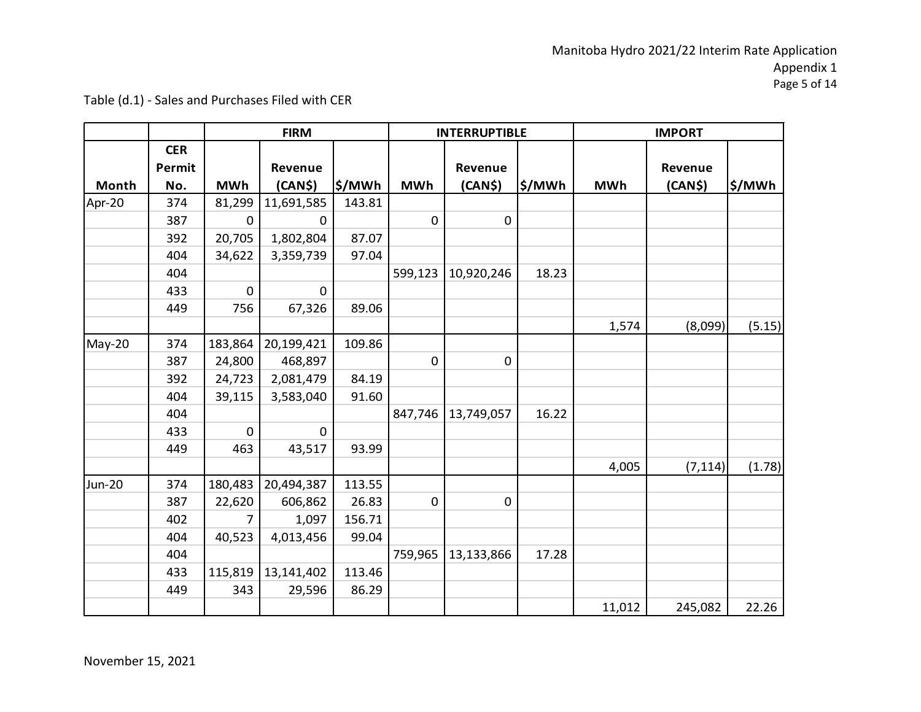Table (d.1) - Sales and Purchases Filed with CER

| | | FIRM | | | INTERRUPTIBLE | | | IMPORT | | |
|---|---|---|---|---|---|---|---|---|---|---|
| Month | CER Permit No. | MWh | Revenue (CAN$) | $/MWh | MWh | Revenue (CAN$) | $/MWh | MWh | Revenue (CAN$) | $/MWh |
| Apr-20 | 374 | 81,299 | 11,691,585 | 143.81 | | | | | | |
| | 387 | 0 | 0 | | 0 | 0 | | | | |
| | 392 | 20,705 | 1,802,804 | 87.07 | | | | | | |
| | 404 | 34,622 | 3,359,739 | 97.04 | | | | | | |
| | 404 | | | | 599,123 | 10,920,246 | 18.23 | | | |
| | 433 | 0 | 0 | | | | | | | |
| | 449 | 756 | 67,326 | 89.06 | | | | | | |
| | | | | | | | | 1,574 | (8,099) | (5.15) |
| May-20 | 374 | 183,864 | 20,199,421 | 109.86 | | | | | | |
| | 387 | 24,800 | 468,897 | | 0 | 0 | | | | |
| | 392 | 24,723 | 2,081,479 | 84.19 | | | | | | |
| | 404 | 39,115 | 3,583,040 | 91.60 | | | | | | |
| | 404 | | | | 847,746 | 13,749,057 | 16.22 | | | |
| | 433 | 0 | 0 | | | | | | | |
| | 449 | 463 | 43,517 | 93.99 | | | | | | |
| | | | | | | | | 4,005 | (7,114) | (1.78) |
| Jun-20 | 374 | 180,483 | 20,494,387 | 113.55 | | | | | | |
| | 387 | 22,620 | 606,862 | 26.83 | 0 | 0 | | | | |
| | 402 | 7 | 1,097 | 156.71 | | | | | | |
| | 404 | 40,523 | 4,013,456 | 99.04 | | | | | | |
| | 404 | | | | 759,965 | 13,133,866 | 17.28 | | | |
| | 433 | 115,819 | 13,141,402 | 113.46 | | | | | | |
| | 449 | 343 | 29,596 | 86.29 | | | | | | |
| | | | | | | | | 11,012 | 245,082 | 22.26 |

November 15, 2021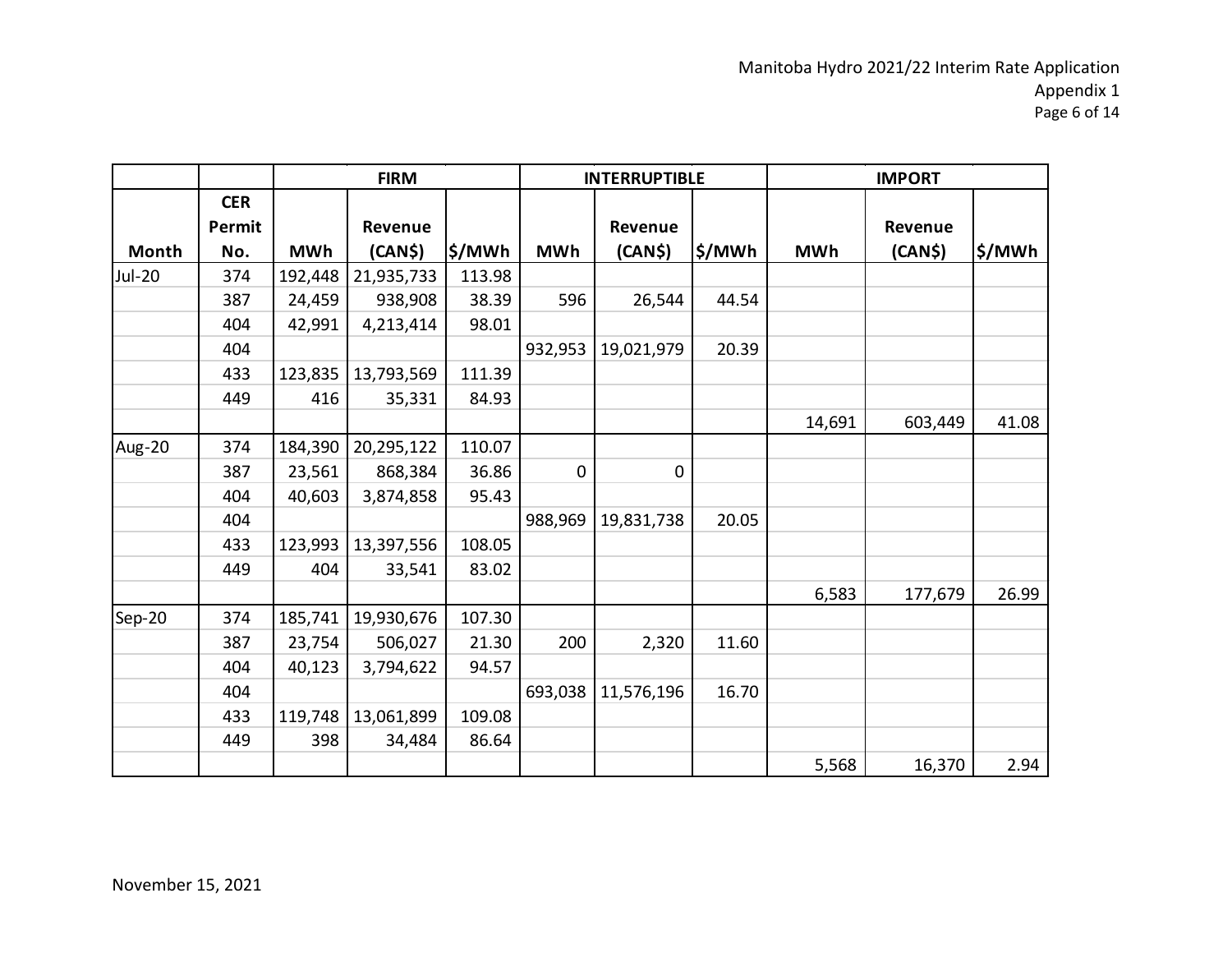| | | FIRM | | | INTERRUPTIBLE | | | IMPORT | | |
|---|---|---|---|---|---|---|---|---|---|---|
| Month | CER Permit No. | MWh | Revenue (CAN$) | $/MWh | MWh | Revenue (CAN$) | $/MWh | MWh | Revenue (CAN$) | $/MWh |
| Jul-20 | 374 | 192,448 | 21,935,733 | 113.98 | | | | | | |
| | 387 | 24,459 | 938,908 | 38.39 | 596 | 26,544 | 44.54 | | | |
| | 404 | 42,991 | 4,213,414 | 98.01 | | | | | | |
| | 404 | | | | 932,953 | 19,021,979 | 20.39 | | | |
| | 433 | 123,835 | 13,793,569 | 111.39 | | | | | | |
| | 449 | 416 | 35,331 | 84.93 | | | | | | |
| | | | | | | | | 14,691 | 603,449 | 41.08 |
| Aug-20 | 374 | 184,390 | 20,295,122 | 110.07 | | | | | | |
| | 387 | 23,561 | 868,384 | 36.86 | 0 | 0 | | | | |
| | 404 | 40,603 | 3,874,858 | 95.43 | | | | | | |
| | 404 | | | | 988,969 | 19,831,738 | 20.05 | | | |
| | 433 | 123,993 | 13,397,556 | 108.05 | | | | | | |
| | 449 | 404 | 33,541 | 83.02 | | | | | | |
| | | | | | | | | 6,583 | 177,679 | 26.99 |
| Sep-20 | 374 | 185,741 | 19,930,676 | 107.30 | | | | | | |
| | 387 | 23,754 | 506,027 | 21.30 | 200 | 2,320 | 11.60 | | | |
| | 404 | 40,123 | 3,794,622 | 94.57 | | | | | | |
| | 404 | | | | 693,038 | 11,576,196 | 16.70 | | | |
| | 433 | 119,748 | 13,061,899 | 109.08 | | | | | | |
| | 449 | 398 | 34,484 | 86.64 | | | | | | |
| | | | | | | | | 5,568 | 16,370 | 2.94 |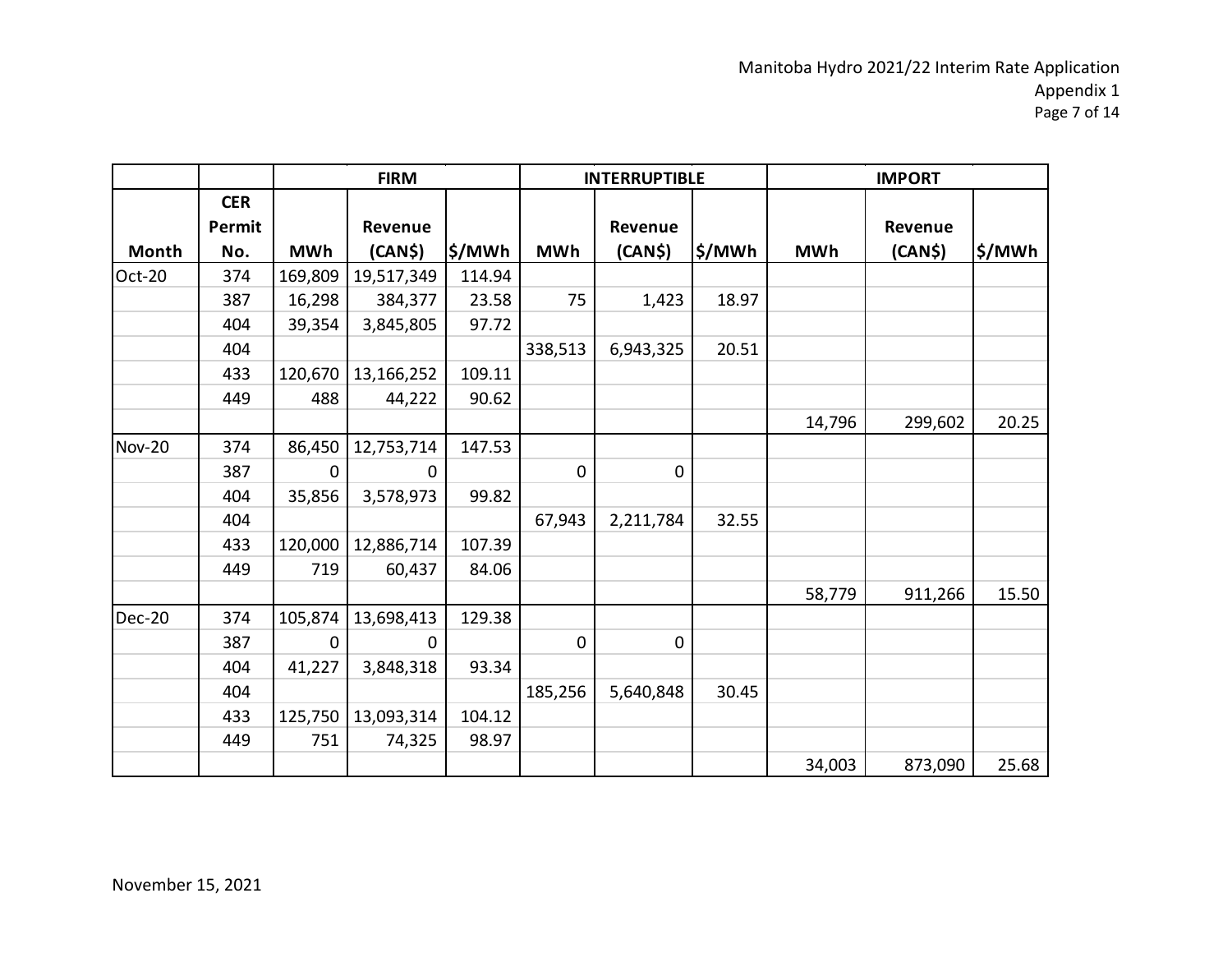| | | FIRM | | | INTERRUPTIBLE | | | IMPORT | | |
|---|---|---|---|---|---|---|---|---|---|---|
| Month | CER Permit No. | MWh | Revenue (CAN$) | $/MWh | MWh | Revenue (CAN$) | $/MWh | MWh | Revenue (CAN$) | $/MWh |
| Oct-20 | 374 | 169,809 | 19,517,349 | 114.94 | | | | | | |
| | 387 | 16,298 | 384,377 | 23.58 | 75 | 1,423 | 18.97 | | | |
| | 404 | 39,354 | 3,845,805 | 97.72 | | | | | | |
| | 404 | | | | 338,513 | 6,943,325 | 20.51 | | | |
| | 433 | 120,670 | 13,166,252 | 109.11 | | | | | | |
| | 449 | 488 | 44,222 | 90.62 | | | | | | |
| | | | | | | | | 14,796 | 299,602 | 20.25 |
| Nov-20 | 374 | 86,450 | 12,753,714 | 147.53 | | | | | | |
| | 387 | 0 | 0 | | 0 | 0 | | | | |
| | 404 | 35,856 | 3,578,973 | 99.82 | | | | | | |
| | 404 | | | | 67,943 | 2,211,784 | 32.55 | | | |
| | 433 | 120,000 | 12,886,714 | 107.39 | | | | | | |
| | 449 | 719 | 60,437 | 84.06 | | | | | | |
| | | | | | | | | 58,779 | 911,266 | 15.50 |
| Dec-20 | 374 | 105,874 | 13,698,413 | 129.38 | | | | | | |
| | 387 | 0 | 0 | | 0 | 0 | | | | |
| | 404 | 41,227 | 3,848,318 | 93.34 | | | | | | |
| | 404 | | | | 185,256 | 5,640,848 | 30.45 | | | |
| | 433 | 125,750 | 13,093,314 | 104.12 | | | | | | |
| | 449 | 751 | 74,325 | 98.97 | | | | | | |
| | | | | | | | | 34,003 | 873,090 | 25.68 |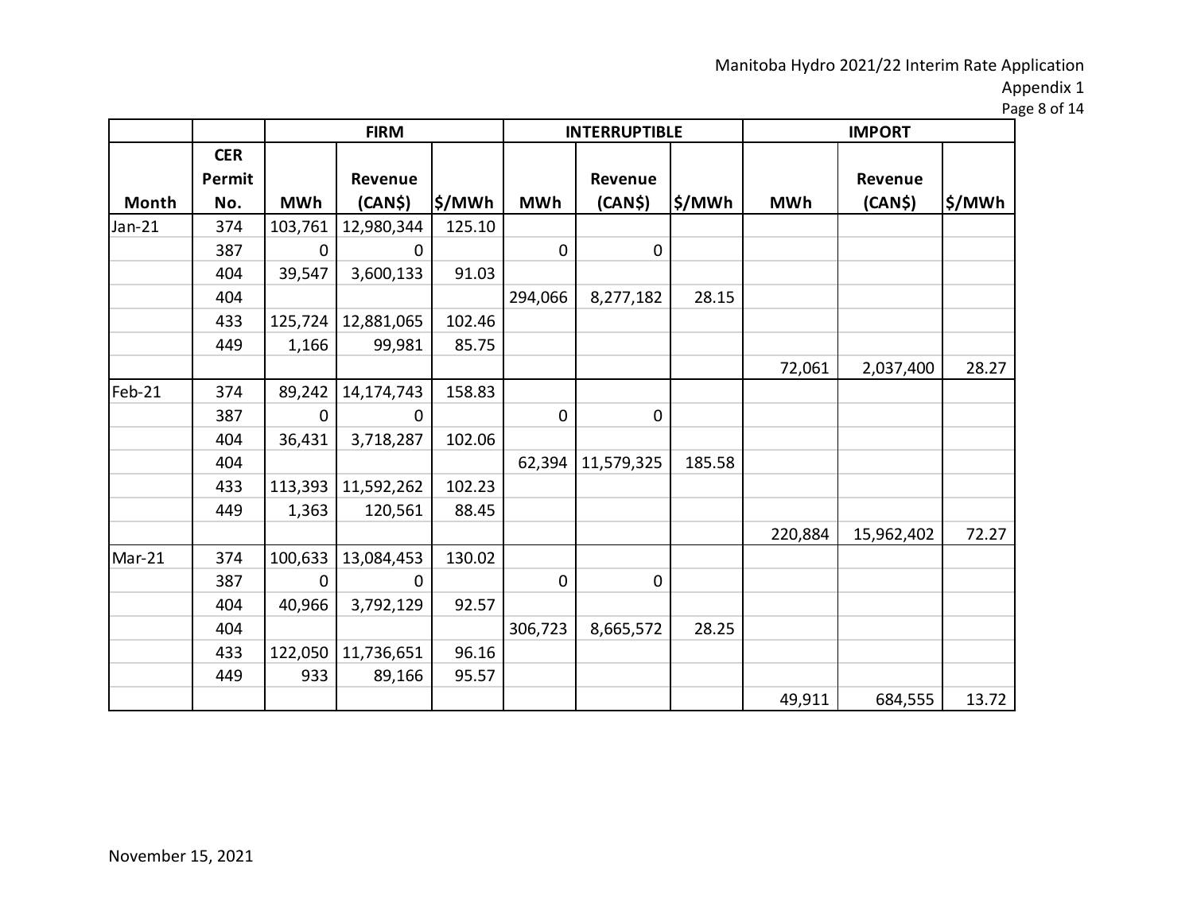| | | FIRM | | | INTERRUPTIBLE | | | IMPORT | | |
|---|---|---|---|---|---|---|---|---|---|---|
| Month | CER Permit No. | MWh | Revenue (CAN$) | $/MWh | MWh | Revenue (CAN$) | $/MWh | MWh | Revenue (CAN$) | $/MWh |
| Jan-21 | 374 | 103,761 | 12,980,344 | 125.10 | | | | | | |
| | 387 | 0 | 0 | | 0 | 0 | | | | |
| | 404 | 39,547 | 3,600,133 | 91.03 | | | | | | |
| | 404 | | | | 294,066 | 8,277,182 | 28.15 | | | |
| | 433 | 125,724 | 12,881,065 | 102.46 | | | | | | |
| | 449 | 1,166 | 99,981 | 85.75 | | | | | | |
| | | | | | | | | 72,061 | 2,037,400 | 28.27 |
| Feb-21 | 374 | 89,242 | 14,174,743 | 158.83 | | | | | | |
| | 387 | 0 | 0 | | 0 | 0 | | | | |
| | 404 | 36,431 | 3,718,287 | 102.06 | | | | | | |
| | 404 | | | | 62,394 | 11,579,325 | 185.58 | | | |
| | 433 | 113,393 | 11,592,262 | 102.23 | | | | | | |
| | 449 | 1,363 | 120,561 | 88.45 | | | | | | |
| | | | | | | | | 220,884 | 15,962,402 | 72.27 |
| Mar-21 | 374 | 100,633 | 13,084,453 | 130.02 | | | | | | |
| | 387 | 0 | 0 | | 0 | 0 | | | | |
| | 404 | 40,966 | 3,792,129 | 92.57 | | | | | | |
| | 404 | | | | 306,723 | 8,665,572 | 28.25 | | | |
| | 433 | 122,050 | 11,736,651 | 96.16 | | | | | | |
| | 449 | 933 | 89,166 | 95.57 | | | | | | |
| | | | | | | | | 49,911 | 684,555 | 13.72 |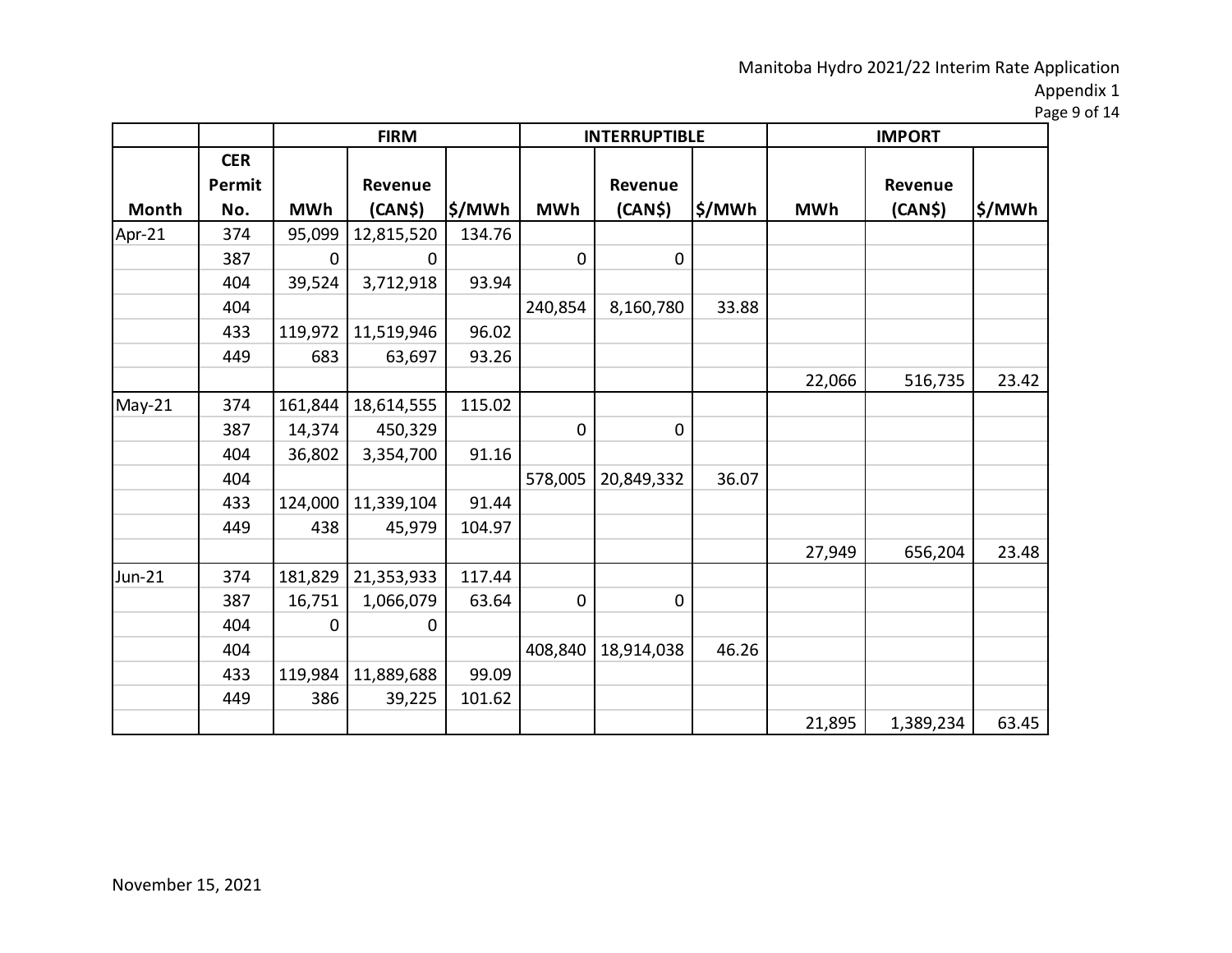| | | FIRM | | | INTERRUPTIBLE | | | IMPORT | | |
|---|---|---|---|---|---|---|---|---|---|---|
| Month | CER Permit No. | MWh | Revenue (CAN$) | $/MWh | MWh | Revenue (CAN$) | $/MWh | MWh | Revenue (CAN$) | $/MWh |
| Apr-21 | 374 | 95,099 | 12,815,520 | 134.76 | | | | | | |
| | 387 | 0 | 0 | | 0 | 0 | | | | |
| | 404 | 39,524 | 3,712,918 | 93.94 | | | | | | |
| | 404 | | | | 240,854 | 8,160,780 | 33.88 | | | |
| | 433 | 119,972 | 11,519,946 | 96.02 | | | | | | |
| | 449 | 683 | 63,697 | 93.26 | | | | | | |
| | | | | | | | | 22,066 | 516,735 | 23.42 |
| May-21 | 374 | 161,844 | 18,614,555 | 115.02 | | | | | | |
| | 387 | 14,374 | 450,329 | | 0 | 0 | | | | |
| | 404 | 36,802 | 3,354,700 | 91.16 | | | | | | |
| | 404 | | | | 578,005 | 20,849,332 | 36.07 | | | |
| | 433 | 124,000 | 11,339,104 | 91.44 | | | | | | |
| | 449 | 438 | 45,979 | 104.97 | | | | | | |
| | | | | | | | | 27,949 | 656,204 | 23.48 |
| Jun-21 | 374 | 181,829 | 21,353,933 | 117.44 | | | | | | |
| | 387 | 16,751 | 1,066,079 | 63.64 | 0 | 0 | | | | |
| | 404 | 0 | 0 | | | | | | | |
| | 404 | | | | 408,840 | 18,914,038 | 46.26 | | | |
| | 433 | 119,984 | 11,889,688 | 99.09 | | | | | | |
| | 449 | 386 | 39,225 | 101.62 | | | | | | |
| | | | | | | | | 21,895 | 1,389,234 | 63.45 |

November 15, 2021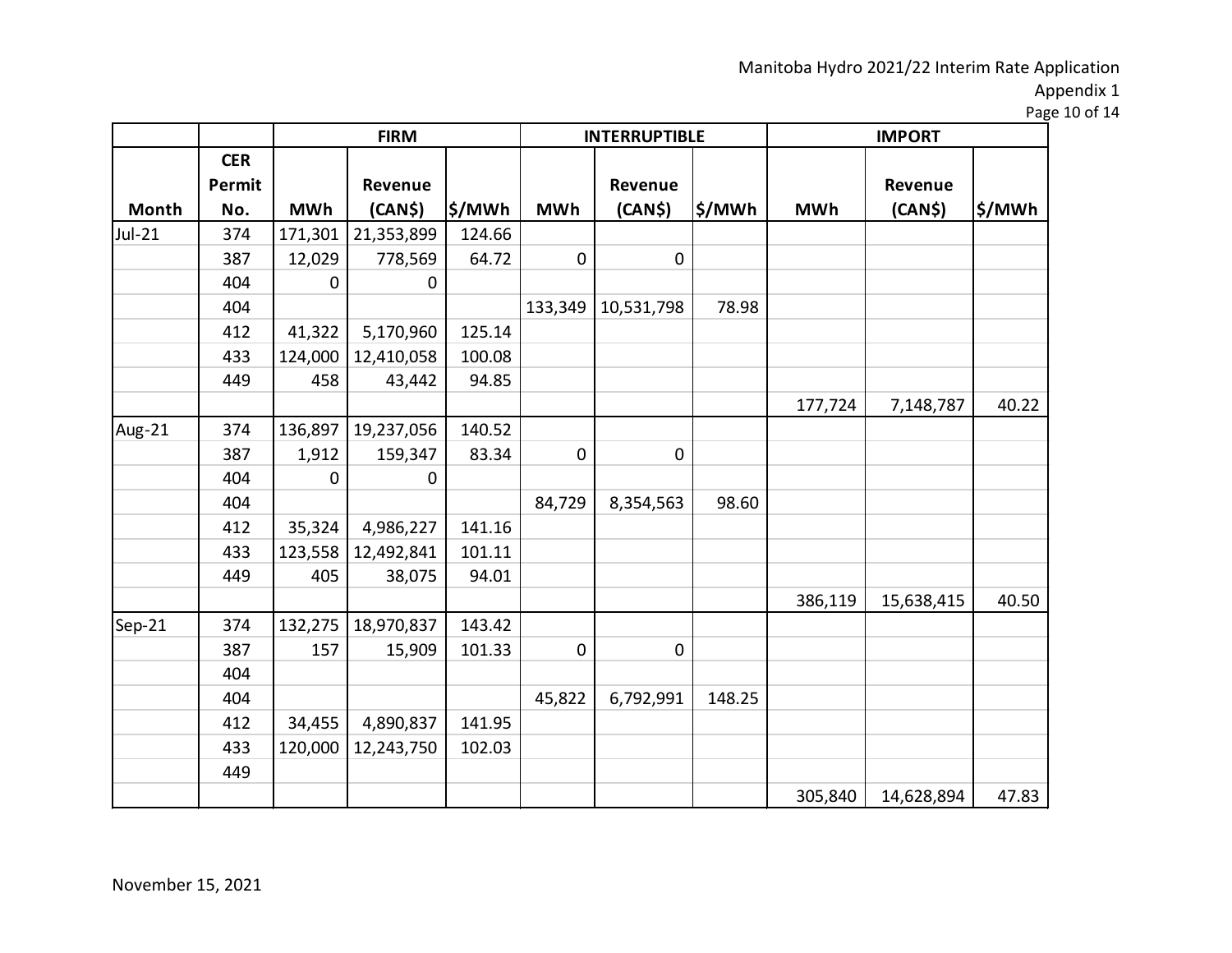| | | FIRM | | | INTERRUPTIBLE | | | IMPORT | | |
|---|---|---|---|---|---|---|---|---|---|---|
| Month | CER Permit No. | MWh | Revenue (CAN$) | $/MWh | MWh | Revenue (CAN$) | $/MWh | MWh | Revenue (CAN$) | $/MWh |
| Jul-21 | 374 | 171,301 | 21,353,899 | 124.66 | | | | | | |
| | 387 | 12,029 | 778,569 | 64.72 | 0 | 0 | | | | |
| | 404 | 0 | 0 | | | | | | | |
| | 404 | | | | 133,349 | 10,531,798 | 78.98 | | | |
| | 412 | 41,322 | 5,170,960 | 125.14 | | | | | | |
| | 433 | 124,000 | 12,410,058 | 100.08 | | | | | | |
| | 449 | 458 | 43,442 | 94.85 | | | | | | |
| | | | | | | | | 177,724 | 7,148,787 | 40.22 |
| Aug-21 | 374 | 136,897 | 19,237,056 | 140.52 | | | | | | |
| | 387 | 1,912 | 159,347 | 83.34 | 0 | 0 | | | | |
| | 404 | 0 | 0 | | | | | | | |
| | 404 | | | | 84,729 | 8,354,563 | 98.60 | | | |
| | 412 | 35,324 | 4,986,227 | 141.16 | | | | | | |
| | 433 | 123,558 | 12,492,841 | 101.11 | | | | | | |
| | 449 | 405 | 38,075 | 94.01 | | | | | | |
| | | | | | | | | 386,119 | 15,638,415 | 40.50 |
| Sep-21 | 374 | 132,275 | 18,970,837 | 143.42 | | | | | | |
| | 387 | 157 | 15,909 | 101.33 | 0 | 0 | | | | |
| | 404 | | | | | | | | | |
| | 404 | | | | 45,822 | 6,792,991 | 148.25 | | | |
| | 412 | 34,455 | 4,890,837 | 141.95 | | | | | | |
| | 433 | 120,000 | 12,243,750 | 102.03 | | | | | | |
| | 449 | | | | | | | | | |
| | | | | | | | | 305,840 | 14,628,894 | 47.83 |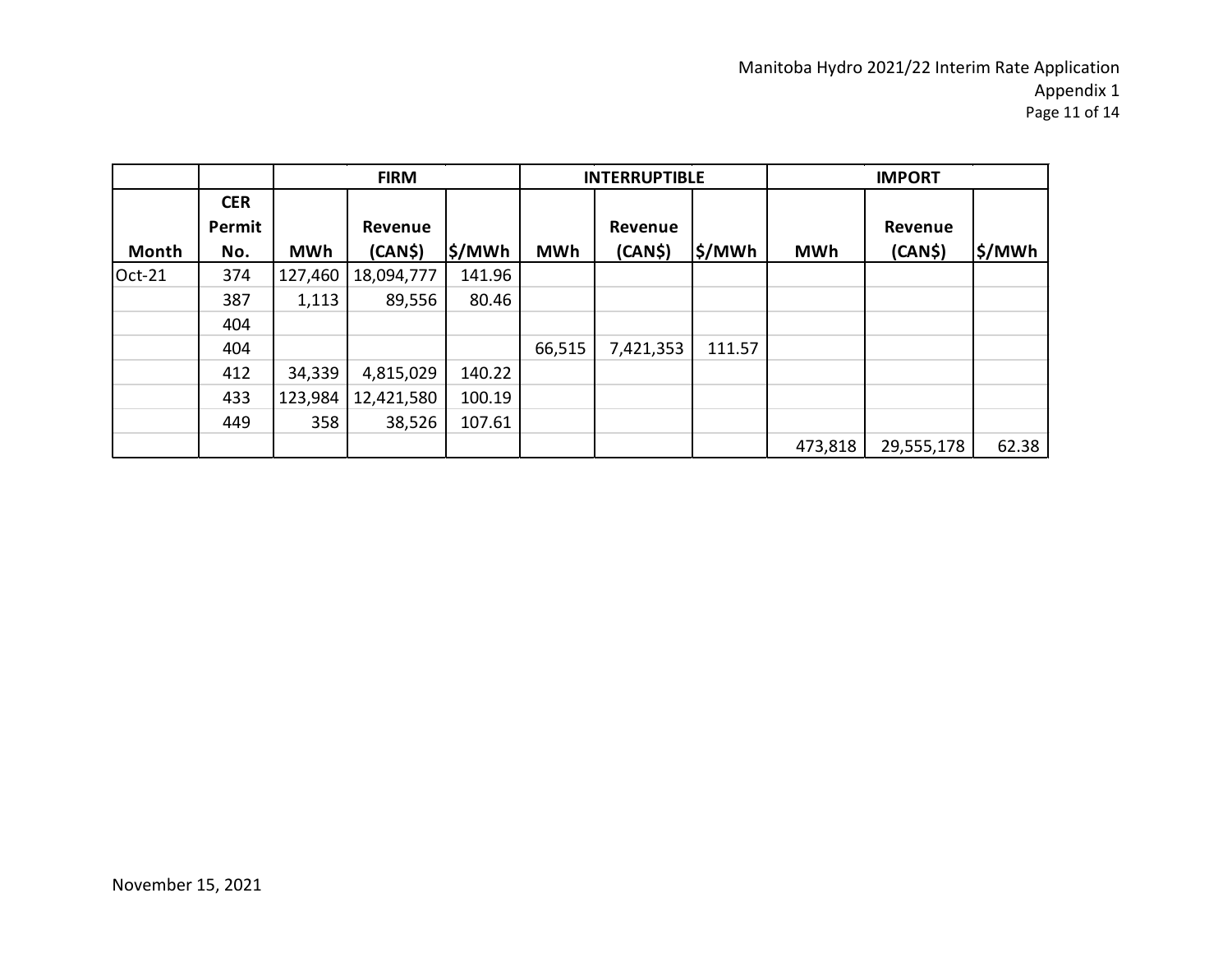| | | FIRM | | | INTERRUPTIBLE | | | IMPORT | | |
|---|---|---|---|---|---|---|---|---|---|---|
| Month | CER Permit No. | MWh | Revenue (CAN$) | $/MWh | MWh | Revenue (CAN$) | $/MWh | MWh | Revenue (CAN$) | $/MWh |
| Oct-21 | 374 | 127,460 | 18,094,777 | 141.96 | | | | | | |
| | 387 | 1,113 | 89,556 | 80.46 | | | | | | |
| | 404 | | | | | | | | | |
| | 404 | | | | 66,515 | 7,421,353 | 111.57 | | | |
| | 412 | 34,339 | 4,815,029 | 140.22 | | | | | | |
| | 433 | 123,984 | 12,421,580 | 100.19 | | | | | | |
| | 449 | 358 | 38,526 | 107.61 | | | | | | |
| | | | | | | | | 473,818 | 29,555,178 | 62.38 |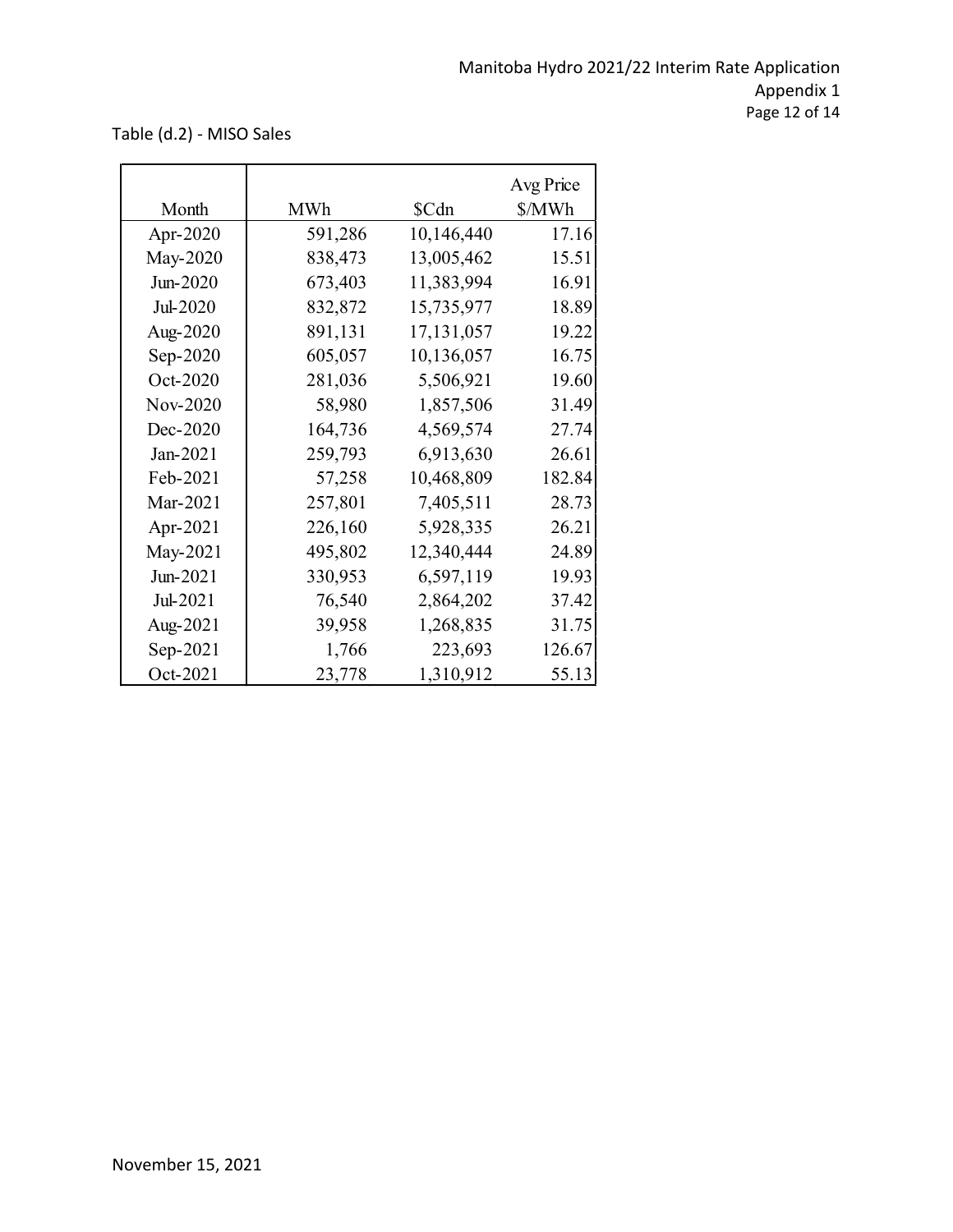Table (d.2) - MISO Sales

| Month | MWh | $Cdn | Avg Price $/MWh |
|---|---|---|---|
| Apr-2020 | 591,286 | 10,146,440 | 17.16 |
| May-2020 | 838,473 | 13,005,462 | 15.51 |
| Jun-2020 | 673,403 | 11,383,994 | 16.91 |
| Jul-2020 | 832,872 | 15,735,977 | 18.89 |
| Aug-2020 | 891,131 | 17,131,057 | 19.22 |
| Sep-2020 | 605,057 | 10,136,057 | 16.75 |
| Oct-2020 | 281,036 | 5,506,921 | 19.60 |
| Nov-2020 | 58,980 | 1,857,506 | 31.49 |
| Dec-2020 | 164,736 | 4,569,574 | 27.74 |
| Jan-2021 | 259,793 | 6,913,630 | 26.61 |
| Feb-2021 | 57,258 | 10,468,809 | 182.84 |
| Mar-2021 | 257,801 | 7,405,511 | 28.73 |
| Apr-2021 | 226,160 | 5,928,335 | 26.21 |
| May-2021 | 495,802 | 12,340,444 | 24.89 |
| Jun-2021 | 330,953 | 6,597,119 | 19.93 |
| Jul-2021 | 76,540 | 2,864,202 | 37.42 |
| Aug-2021 | 39,958 | 1,268,835 | 31.75 |
| Sep-2021 | 1,766 | 223,693 | 126.67 |
| Oct-2021 | 23,778 | 1,310,912 | 55.13 |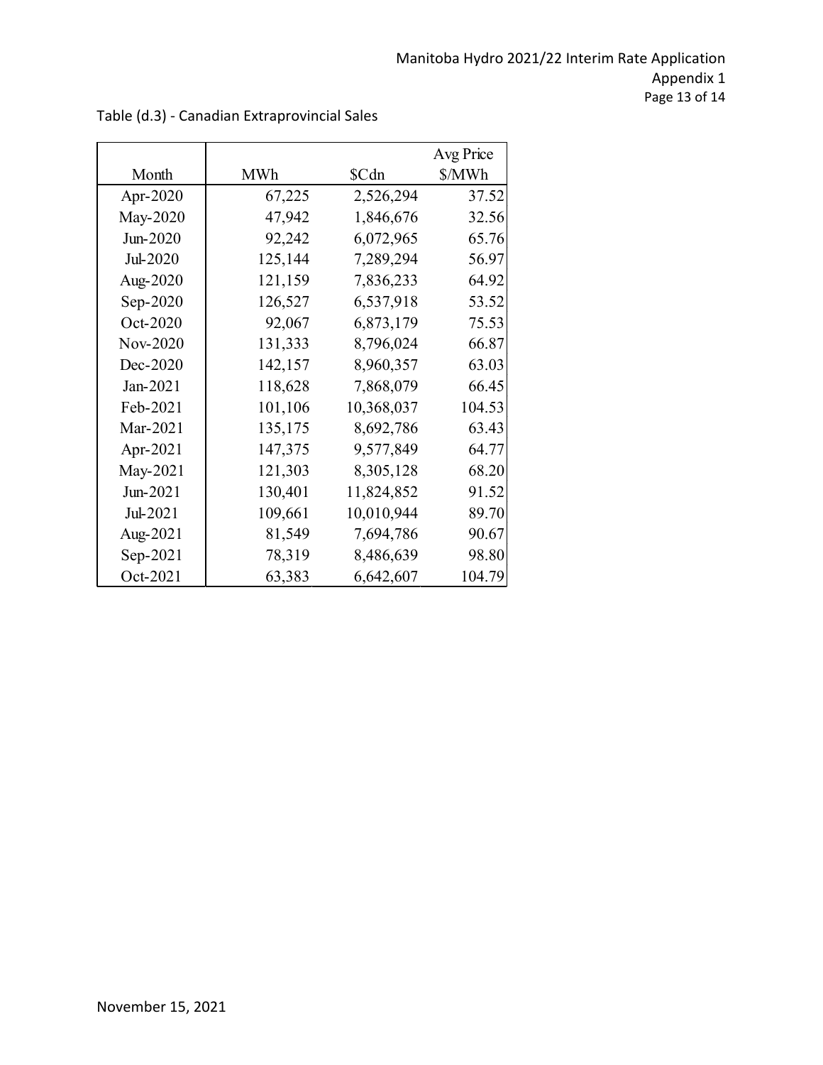Table (d.3) - Canadian Extraprovincial Sales

| Month | MWh | \$Cdn | Avg Price \$/MWh |
|---|---|---|---|
| Apr-2020 | 67,225 | 2,526,294 | 37.52 |
| May-2020 | 47,942 | 1,846,676 | 32.56 |
| Jun-2020 | 92,242 | 6,072,965 | 65.76 |
| Jul-2020 | 125,144 | 7,289,294 | 56.97 |
| Aug-2020 | 121,159 | 7,836,233 | 64.92 |
| Sep-2020 | 126,527 | 6,537,918 | 53.52 |
| Oct-2020 | 92,067 | 6,873,179 | 75.53 |
| Nov-2020 | 131,333 | 8,796,024 | 66.87 |
| Dec-2020 | 142,157 | 8,960,357 | 63.03 |
| Jan-2021 | 118,628 | 7,868,079 | 66.45 |
| Feb-2021 | 101,106 | 10,368,037 | 104.53 |
| Mar-2021 | 135,175 | 8,692,786 | 63.43 |
| Apr-2021 | 147,375 | 9,577,849 | 64.77 |
| May-2021 | 121,303 | 8,305,128 | 68.20 |
| Jun-2021 | 130,401 | 11,824,852 | 91.52 |
| Jul-2021 | 109,661 | 10,010,944 | 89.70 |
| Aug-2021 | 81,549 | 7,694,786 | 90.67 |
| Sep-2021 | 78,319 | 8,486,639 | 98.80 |
| Oct-2021 | 63,383 | 6,642,607 | 104.79 |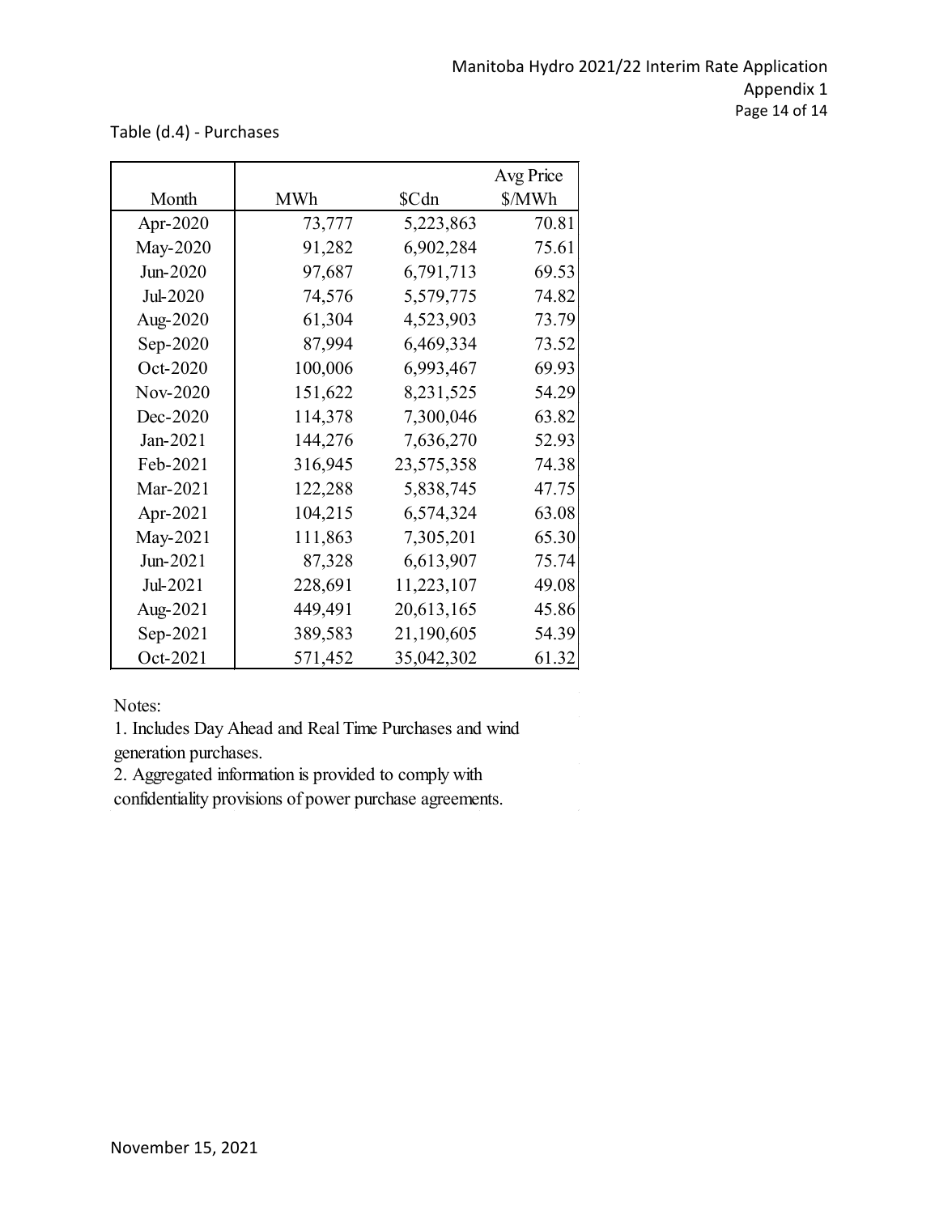Table (d.4) - Purchases

| Month | MWh | \$Cdn | Avg Price \$/MWh |
|---|---|---|---|
| Apr-2020 | 73,777 | 5,223,863 | 70.81 |
| May-2020 | 91,282 | 6,902,284 | 75.61 |
| Jun-2020 | 97,687 | 6,791,713 | 69.53 |
| Jul-2020 | 74,576 | 5,579,775 | 74.82 |
| Aug-2020 | 61,304 | 4,523,903 | 73.79 |
| Sep-2020 | 87,994 | 6,469,334 | 73.52 |
| Oct-2020 | 100,006 | 6,993,467 | 69.93 |
| Nov-2020 | 151,622 | 8,231,525 | 54.29 |
| Dec-2020 | 114,378 | 7,300,046 | 63.82 |
| Jan-2021 | 144,276 | 7,636,270 | 52.93 |
| Feb-2021 | 316,945 | 23,575,358 | 74.38 |
| Mar-2021 | 122,288 | 5,838,745 | 47.75 |
| Apr-2021 | 104,215 | 6,574,324 | 63.08 |
| May-2021 | 111,863 | 7,305,201 | 65.30 |
| Jun-2021 | 87,328 | 6,613,907 | 75.74 |
| Jul-2021 | 228,691 | 11,223,107 | 49.08 |
| Aug-2021 | 449,491 | 20,613,165 | 45.86 |
| Sep-2021 | 389,583 | 21,190,605 | 54.39 |
| Oct-2021 | 571,452 | 35,042,302 | 61.32 |

Notes:

1. Includes Day Ahead and Real Time Purchases and wind generation purchases.
2. Aggregated information is provided to comply with confidentiality provisions of power purchase agreements.